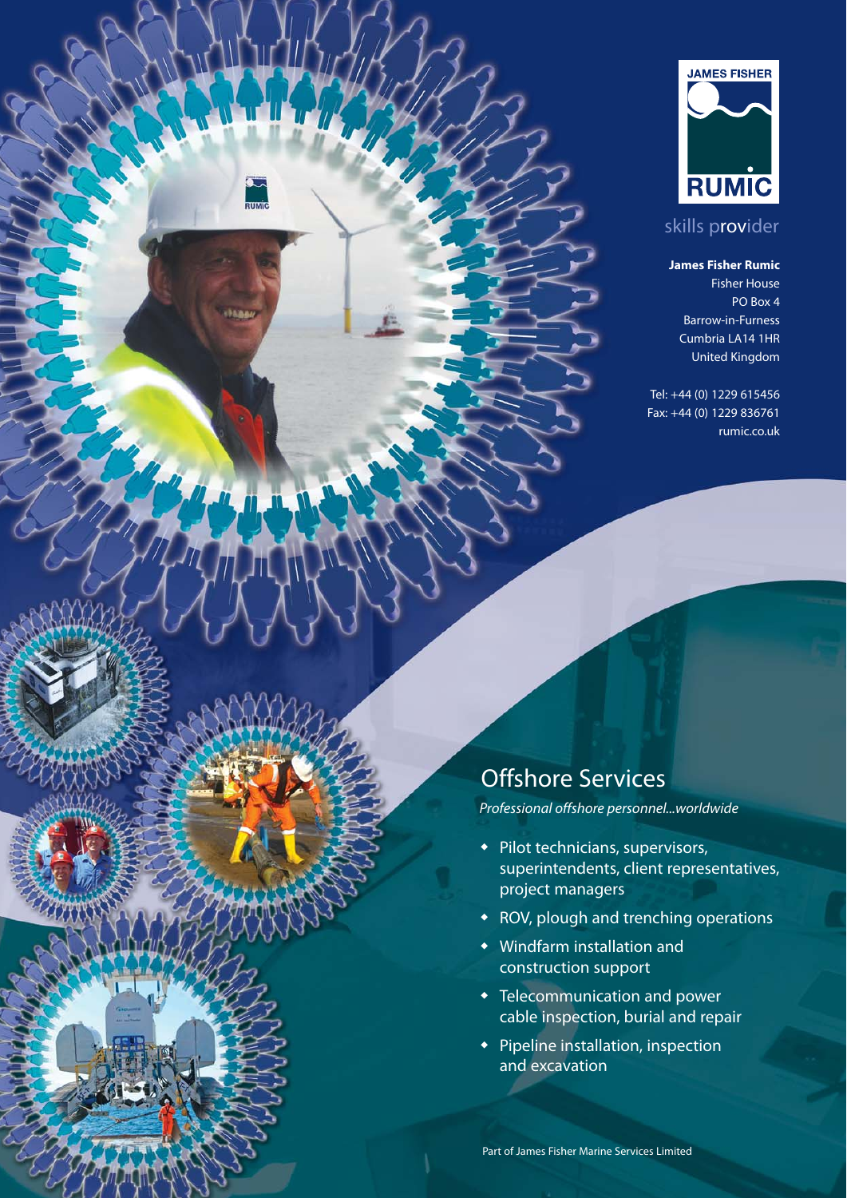JAMES FISHER

RUMIC

skills provider

**James Fisher Rumic**
Fisher House
PO Box 4
Barrow-in-Furness
Cumbria LA14 1HR
United Kingdom

Tel: +44 (0) 1229 615456
Fax: +44 (0) 1229 836761
rumic.co.uk

# Offshore Services

*Professional offshore personnel...worldwide*

- Pilot technicians, supervisors, superintendents, client representatives, project managers
- ROV, plough and trenching operations
- Windfarm installation and construction support
- Telecommunication and power cable inspection, burial and repair
- Pipeline installation, inspection and excavation

Part of James Fisher Marine Services Limited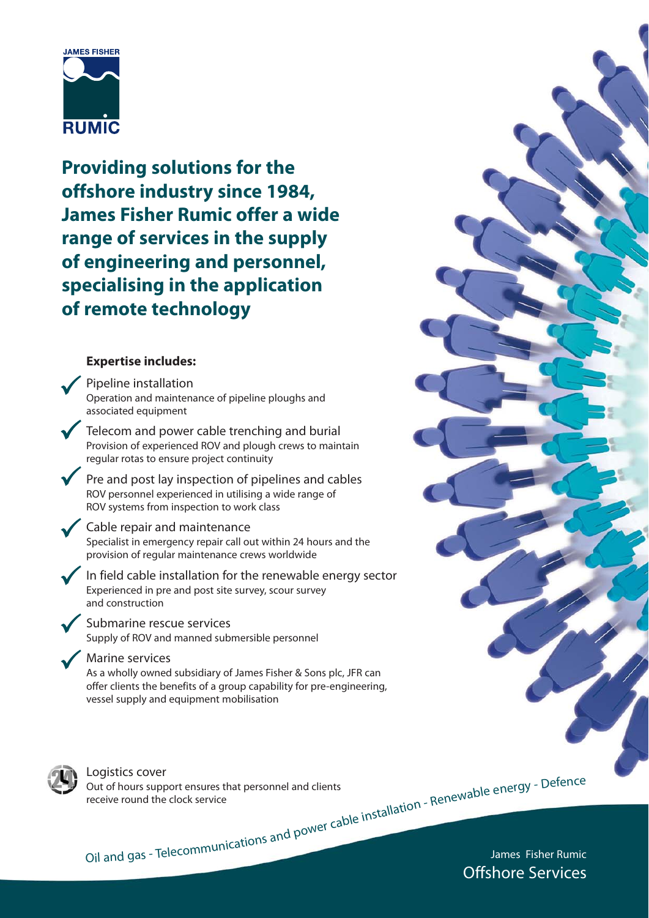JAMES FISHER

RUMIC

## Providing solutions for the offshore industry since 1984, James Fisher Rumic offer a wide range of services in the supply of engineering and personnel, specialising in the application of remote technology

### Expertise includes:

- ✓ Pipeline installation
  Operation and maintenance of pipeline ploughs and associated equipment
- ✓ Telecom and power cable trenching and burial
  Provision of experienced ROV and plough crews to maintain regular rotas to ensure project continuity
- ✓ Pre and post lay inspection of pipelines and cables
  ROV personnel experienced in utilising a wide range of ROV systems from inspection to work class
- ✓ Cable repair and maintenance
  Specialist in emergency repair call out within 24 hours and the provision of regular maintenance crews worldwide
- ✓ In field cable installation for the renewable energy sector
  Experienced in pre and post site survey, scour survey and construction
- ✓ Submarine rescue services
  Supply of ROV and manned submersible personnel
- ✓ Marine services
  As a wholly owned subsidiary of James Fisher & Sons plc, JFR can offer clients the benefits of a group capability for pre-engineering, vessel supply and equipment mobilisation

Logistics cover
Out of hours support ensures that personnel and clients receive round the clock service

Oil and gas - Telecommunications and power cable installation - Renewable energy - Defence

James Fisher Rumic
Offshore Services